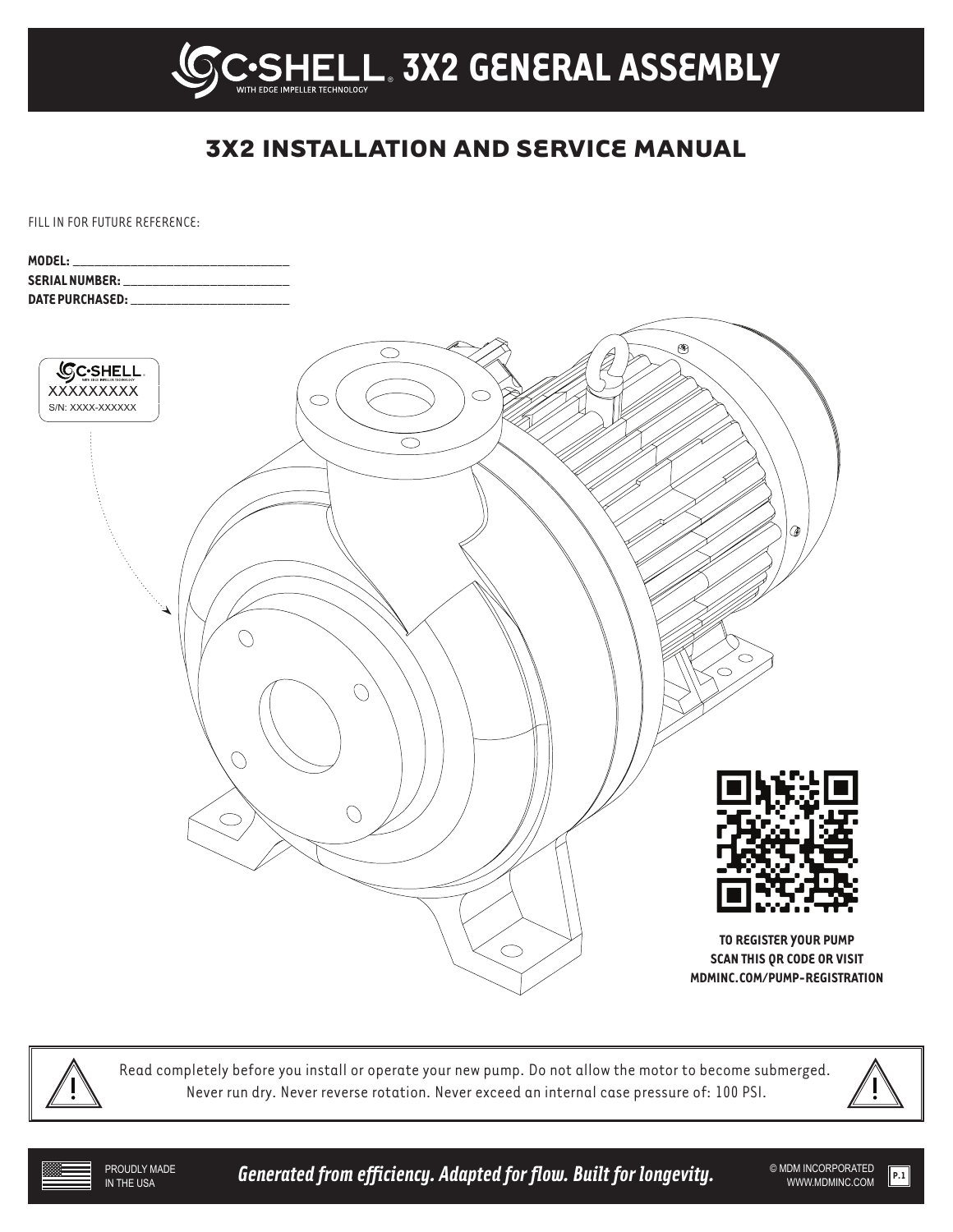# C·SHELL® 3X2 GENERAL ASSEMBLY

WITH EDGE IMPELLER TECHNOLOGY

## 3X2 INSTALLATION AND SERVICE MANUAL

FILL IN FOR FUTURE REFERENCE:

**MODEL:** ______________________________

**SERIAL NUMBER:** ______________________

**DATE PURCHASED:** _____________________

C·SHELL
XXXXXXXXX
S/N: XXXX-XXXXXX

**TO REGISTER YOUR PUMP SCAN THIS QR CODE OR VISIT MDMINC.COM/PUMP-REGISTRATION**

Read completely before you install or operate your new pump. Do not allow the motor to become submerged. Never run dry. Never reverse rotation. Never exceed an internal case pressure of: 100 PSI.

PROUDLY MADE IN THE USA

*Generated from efficiency. Adapted for flow. Built for longevity.*

© MDM INCORPORATED
WWW.MDMINC.COM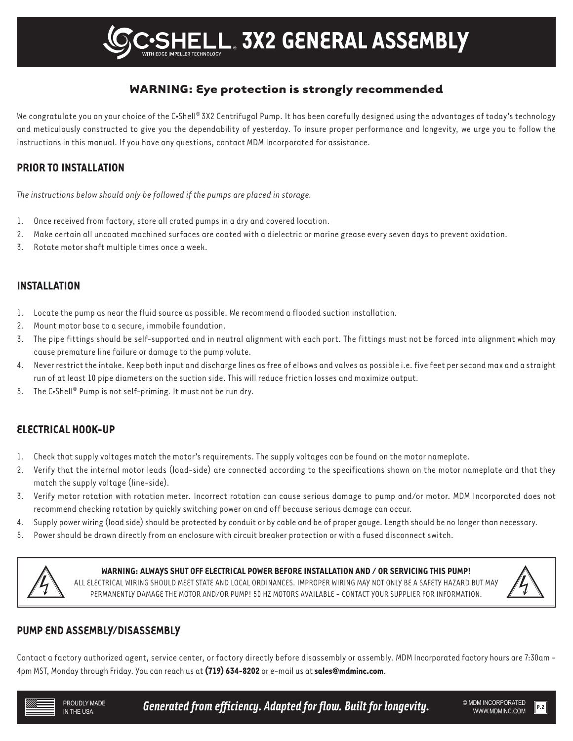# C•SHELL 3X2 GENERAL ASSEMBLY

### WARNING: Eye protection is strongly recommended

We congratulate you on your choice of the C•Shell® 3X2 Centrifugal Pump. It has been carefully designed using the advantages of today's technology and meticulously constructed to give you the dependability of yesterday. To insure proper performance and longevity, we urge you to follow the instructions in this manual. If you have any questions, contact MDM Incorporated for assistance.

## PRIOR TO INSTALLATION

*The instructions below should only be followed if the pumps are placed in storage.*

1. Once received from factory, store all crated pumps in a dry and covered location.
2. Make certain all uncoated machined surfaces are coated with a dielectric or marine grease every seven days to prevent oxidation.
3. Rotate motor shaft multiple times once a week.

## INSTALLATION

1. Locate the pump as near the fluid source as possible. We recommend a flooded suction installation.
2. Mount motor base to a secure, immobile foundation.
3. The pipe fittings should be self-supported and in neutral alignment with each port. The fittings must not be forced into alignment which may cause premature line failure or damage to the pump volute.
4. Never restrict the intake. Keep both input and discharge lines as free of elbows and valves as possible i.e. five feet per second max and a straight run of at least 10 pipe diameters on the suction side. This will reduce friction losses and maximize output.
5. The C•Shell® Pump is not self-priming. It must not be run dry.

## ELECTRICAL HOOK-UP

1. Check that supply voltages match the motor's requirements. The supply voltages can be found on the motor nameplate.
2. Verify that the internal motor leads (load-side) are connected according to the specifications shown on the motor nameplate and that they match the supply voltage (line-side).
3. Verify motor rotation with rotation meter. Incorrect rotation can cause serious damage to pump and/or motor. MDM Incorporated does not recommend checking rotation by quickly switching power on and off because serious damage can occur.
4. Supply power wiring (load side) should be protected by conduit or by cable and be of proper gauge. Length should be no longer than necessary.
5. Power should be drawn directly from an enclosure with circuit breaker protection or with a fused disconnect switch.

**WARNING: ALWAYS SHUT OFF ELECTRICAL POWER BEFORE INSTALLATION AND / OR SERVICING THIS PUMP!**
ALL ELECTRICAL WIRING SHOULD MEET STATE AND LOCAL ORDINANCES. IMPROPER WIRING MAY NOT ONLY BE A SAFETY HAZARD BUT MAY PERMANENTLY DAMAGE THE MOTOR AND/OR PUMP! 50 HZ MOTORS AVAILABLE - CONTACT YOUR SUPPLIER FOR INFORMATION.

## PUMP END ASSEMBLY/DISASSEMBLY

Contact a factory authorized agent, service center, or factory directly before disassembly or assembly. MDM Incorporated factory hours are 7:30am - 4pm MST, Monday through Friday. You can reach us at **(719) 634-8202** or e-mail us at **sales@mdminc.com**.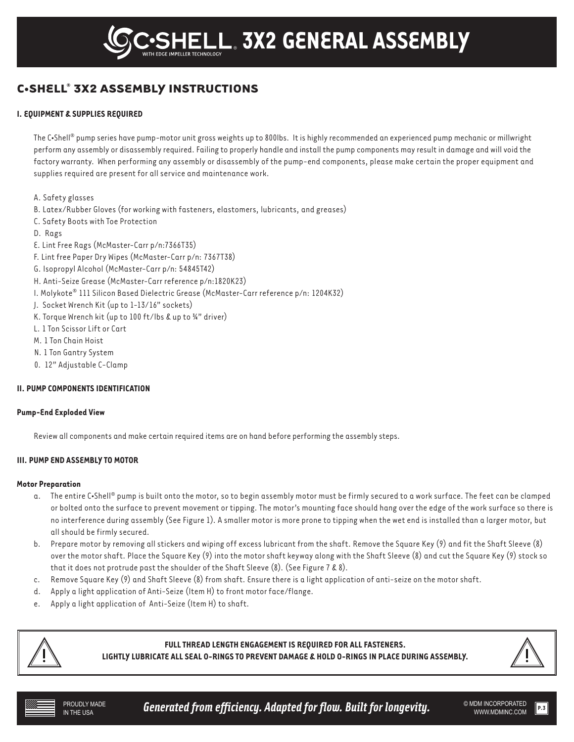# C•SHELL® 3X2 GENERAL ASSEMBLY

## C•SHELL® 3X2 ASSEMBLY INSTRUCTIONS

### I. EQUIPMENT & SUPPLIES REQUIRED

The C•Shell® pump series have pump-motor unit gross weights up to 800lbs. It is highly recommended an experienced pump mechanic or millwright perform any assembly or disassembly required. Failing to properly handle and install the pump components may result in damage and will void the factory warranty. When performing any assembly or disassembly of the pump-end components, please make certain the proper equipment and supplies required are present for all service and maintenance work.

A. Safety glasses
B. Latex/Rubber Gloves (for working with fasteners, elastomers, lubricants, and greases)
C. Safety Boots with Toe Protection
D. Rags
E. Lint Free Rags (McMaster-Carr p/n:7366T35)
F. Lint free Paper Dry Wipes (McMaster-Carr p/n: 7367T38)
G. Isopropyl Alcohol (McMaster-Carr p/n: 54845T42)
H. Anti-Seize Grease (McMaster-Carr reference p/n:1820K23)
I. Molykote® 111 Silicon Based Dielectric Grease (McMaster-Carr reference p/n: 1204K32)
J. Socket Wrench Kit (up to 1-13/16" sockets)
K. Torque Wrench kit (up to 100 ft/lbs & up to ¾" driver)
L. 1 Ton Scissor Lift or Cart
M. 1 Ton Chain Hoist
N. 1 Ton Gantry System
O. 12" Adjustable C-Clamp

### II. PUMP COMPONENTS IDENTIFICATION

**Pump-End Exploded View**

Review all components and make certain required items are on hand before performing the assembly steps.

### III. PUMP END ASSEMBLY TO MOTOR

**Motor Preparation**

a. The entire C•Shell® pump is built onto the motor, so to begin assembly motor must be firmly secured to a work surface. The feet can be clamped or bolted onto the surface to prevent movement or tipping. The motor's mounting face should hang over the edge of the work surface so there is no interference during assembly (See Figure 1). A smaller motor is more prone to tipping when the wet end is installed than a larger motor, but all should be firmly secured.
b. Prepare motor by removing all stickers and wiping off excess lubricant from the shaft. Remove the Square Key (9) and fit the Shaft Sleeve (8) over the motor shaft. Place the Square Key (9) into the motor shaft keyway along with the Shaft Sleeve (8) and cut the Square Key (9) stock so that it does not protrude past the shoulder of the Shaft Sleeve (8). (See Figure 7 & 8).
c. Remove Square Key (9) and Shaft Sleeve (8) from shaft. Ensure there is a light application of anti-seize on the motor shaft.
d. Apply a light application of Anti-Seize (Item H) to front motor face/flange.
e. Apply a light application of Anti-Seize (Item H) to shaft.

**FULL THREAD LENGTH ENGAGEMENT IS REQUIRED FOR ALL FASTENERS.**
**LIGHTLY LUBRICATE ALL SEAL O-RINGS TO PREVENT DAMAGE & HOLD O-RINGS IN PLACE DURING ASSEMBLY.**

*Generated from efficiency. Adapted for flow. Built for longevity.*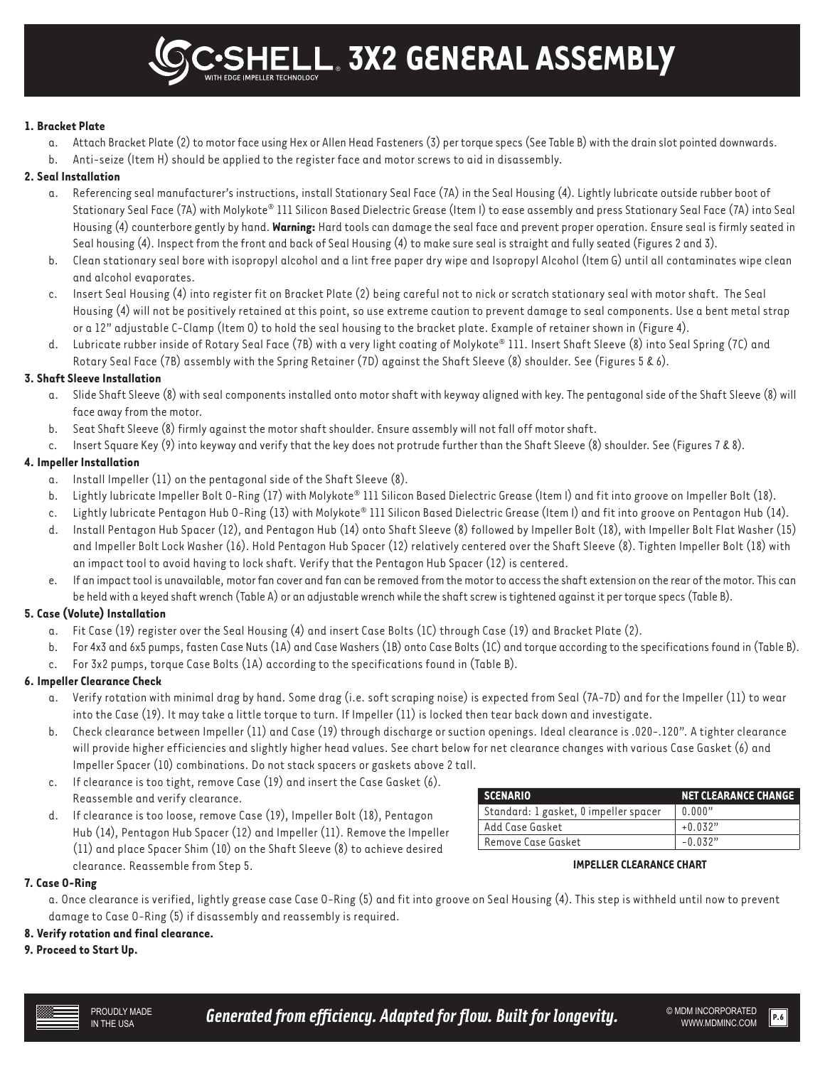// C·SHELL 3X2 GENERAL ASSEMBLY

**1. Bracket Plate**

a. Attach Bracket Plate (2) to motor face using Hex or Allen Head Fasteners (3) per torque specs (See Table B) with the drain slot pointed downwards.

b. Anti-seize (Item H) should be applied to the register face and motor screws to aid in disassembly.

**2. Seal Installation**

a. Referencing seal manufacturer's instructions, install Stationary Seal Face (7A) in the Seal Housing (4). Lightly lubricate outside rubber boot of Stationary Seal Face (7A) with Molykote® 111 Silicon Based Dielectric Grease (Item I) to ease assembly and press Stationary Seal Face (7A) into Seal Housing (4) counterbore gently by hand. **Warning:** Hard tools can damage the seal face and prevent proper operation. Ensure seal is firmly seated in Seal housing (4). Inspect from the front and back of Seal Housing (4) to make sure seal is straight and fully seated (Figures 2 and 3).

b. Clean stationary seal bore with isopropyl alcohol and a lint free paper dry wipe and Isopropyl Alcohol (Item G) until all contaminates wipe clean and alcohol evaporates.

c. Insert Seal Housing (4) into register fit on Bracket Plate (2) being careful not to nick or scratch stationary seal with motor shaft. The Seal Housing (4) will not be positively retained at this point, so use extreme caution to prevent damage to seal components. Use a bent metal strap or a 12" adjustable C-Clamp (Item O) to hold the seal housing to the bracket plate. Example of retainer shown in (Figure 4).

d. Lubricate rubber inside of Rotary Seal Face (7B) with a very light coating of Molykote® 111. Insert Shaft Sleeve (8) into Seal Spring (7C) and Rotary Seal Face (7B) assembly with the Spring Retainer (7D) against the Shaft Sleeve (8) shoulder. See (Figures 5 & 6).

**3. Shaft Sleeve Installation**

a. Slide Shaft Sleeve (8) with seal components installed onto motor shaft with keyway aligned with key. The pentagonal side of the Shaft Sleeve (8) will face away from the motor.

b. Seat Shaft Sleeve (8) firmly against the motor shaft shoulder. Ensure assembly will not fall off motor shaft.

c. Insert Square Key (9) into keyway and verify that the key does not protrude further than the Shaft Sleeve (8) shoulder. See (Figures 7 & 8).

**4. Impeller Installation**

a. Install Impeller (11) on the pentagonal side of the Shaft Sleeve (8).

b. Lightly lubricate Impeller Bolt O-Ring (17) with Molykote® 111 Silicon Based Dielectric Grease (Item I) and fit into groove on Impeller Bolt (18).

c. Lightly lubricate Pentagon Hub O-Ring (13) with Molykote® 111 Silicon Based Dielectric Grease (Item I) and fit into groove on Pentagon Hub (14).

d. Install Pentagon Hub Spacer (12), and Pentagon Hub (14) onto Shaft Sleeve (8) followed by Impeller Bolt (18), with Impeller Bolt Flat Washer (15) and Impeller Bolt Lock Washer (16). Hold Pentagon Hub Spacer (12) relatively centered over the Shaft Sleeve (8). Tighten Impeller Bolt (18) with an impact tool to avoid having to lock shaft. Verify that the Pentagon Hub Spacer (12) is centered.

e. If an impact tool is unavailable, motor fan cover and fan can be removed from the motor to access the shaft extension on the rear of the motor. This can be held with a keyed shaft wrench (Table A) or an adjustable wrench while the shaft screw is tightened against it per torque specs (Table B).

**5. Case (Volute) Installation**

a. Fit Case (19) register over the Seal Housing (4) and insert Case Bolts (1C) through Case (19) and Bracket Plate (2).

b. For 4x3 and 6x5 pumps, fasten Case Nuts (1A) and Case Washers (1B) onto Case Bolts (1C) and torque according to the specifications found in (Table B).

c. For 3x2 pumps, torque Case Bolts (1A) according to the specifications found in (Table B).

**6. Impeller Clearance Check**

a. Verify rotation with minimal drag by hand. Some drag (i.e. soft scraping noise) is expected from Seal (7A-7D) and for the Impeller (11) to wear into the Case (19). It may take a little torque to turn. If Impeller (11) is locked then tear back down and investigate.

b. Check clearance between Impeller (11) and Case (19) through discharge or suction openings. Ideal clearance is .020-.120". A tighter clearance will provide higher efficiencies and slightly higher head values. See chart below for net clearance changes with various Case Gasket (6) and Impeller Spacer (10) combinations. Do not stack spacers or gaskets above 2 tall.

c. If clearance is too tight, remove Case (19) and insert the Case Gasket (6). Reassemble and verify clearance.

d. If clearance is too loose, remove Case (19), Impeller Bolt (18), Pentagon Hub (14), Pentagon Hub Spacer (12) and Impeller (11). Remove the Impeller (11) and place Spacer Shim (10) on the Shaft Sleeve (8) to achieve desired clearance. Reassemble from Step 5.

| SCENARIO | NET CLEARANCE CHANGE |
|---|---|
| Standard: 1 gasket, 0 impeller spacer | 0.000" |
| Add Case Gasket | +0.032" |
| Remove Case Gasket | -0.032" |

**IMPELLER CLEARANCE CHART**

**7. Case O-Ring**

a. Once clearance is verified, lightly grease case Case O-Ring (5) and fit into groove on Seal Housing (4). This step is withheld until now to prevent damage to Case O-Ring (5) if disassembly and reassembly is required.

**8. Verify rotation and final clearance.**

**9. Proceed to Start Up.**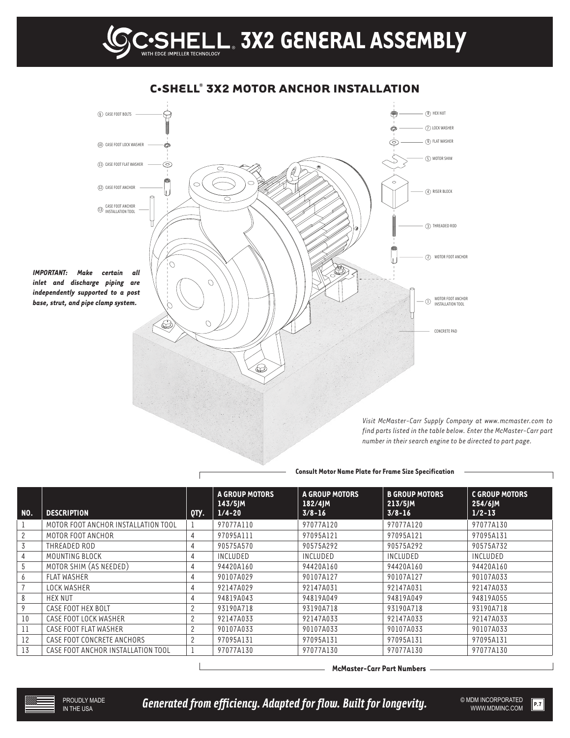# C•SHELL 3X2 GENERAL ASSEMBLY

## C•SHELL® 3X2 MOTOR ANCHOR INSTALLATION

9. CASE FOOT BOLTS
10. CASE FOOT LOCK WASHER
11. CASE FOOT FLAT WASHER
12. CASE FOOT ANCHOR
13. CASE FOOT ANCHOR INSTALLATION TOOL

8. HEX NUT
7. LOCK WASHER
6. FLAT WASHER
5. MOTOR SHIM
4. RISER BLOCK
3. THREADED ROD
2. MOTOR FOOT ANCHOR
1. MOTOR FOOT ANCHOR INSTALLATION TOOL

CONCRETE PAD

***IMPORTANT: Make certain all inlet and discharge piping are independently supported to a post base, strut, and pipe clamp system.***

*Visit McMaster-Carr Supply Company at www.mcmaster.com to find parts listed in the table below. Enter the McMaster-Carr part number in their search engine to be directed to part page.*

**Consult Motor Name Plate for Frame Size Specification**

| NO. | DESCRIPTION | QTY. | A GROUP MOTORS 143/5JM 1/4-20 | A GROUP MOTORS 182/4JM 3/8-16 | B GROUP MOTORS 213/5JM 3/8-16 | C GROUP MOTORS 254/6JM 1/2-13 |
|---|---|---|---|---|---|---|
| 1 | MOTOR FOOT ANCHOR INSTALLATION TOOL | 1 | 97077A110 | 97077A120 | 97077A120 | 97077A130 |
| 2 | MOTOR FOOT ANCHOR | 4 | 97095A111 | 97095A121 | 97095A121 | 97095A131 |
| 3 | THREADED ROD | 4 | 90575A570 | 90575A292 | 90575A292 | 90575A732 |
| 4 | MOUNTING BLOCK | 4 | INCLUDED | INCLUDED | INCLUDED | INCLUDED |
| 5 | MOTOR SHIM (AS NEEDED) | 4 | 94420A160 | 94420A160 | 94420A160 | 94420A160 |
| 6 | FLAT WASHER | 4 | 90107A029 | 90107A127 | 90107A127 | 90107A033 |
| 7 | LOCK WASHER | 4 | 92147A029 | 92147A031 | 92147A031 | 92147A033 |
| 8 | HEX NUT | 4 | 94819A043 | 94819A049 | 94819A049 | 94819A055 |
| 9 | CASE FOOT HEX BOLT | 2 | 93190A718 | 93190A718 | 93190A718 | 93190A718 |
| 10 | CASE FOOT LOCK WASHER | 2 | 92147A033 | 92147A033 | 92147A033 | 92147A033 |
| 11 | CASE FOOT FLAT WASHER | 2 | 90107A033 | 90107A033 | 90107A033 | 90107A033 |
| 12 | CASE FOOT CONCRETE ANCHORS | 2 | 97095A131 | 97095A131 | 97095A131 | 97095A131 |
| 13 | CASE FOOT ANCHOR INSTALLATION TOOL | 1 | 97077A130 | 97077A130 | 97077A130 | 97077A130 |

**McMaster-Carr Part Numbers**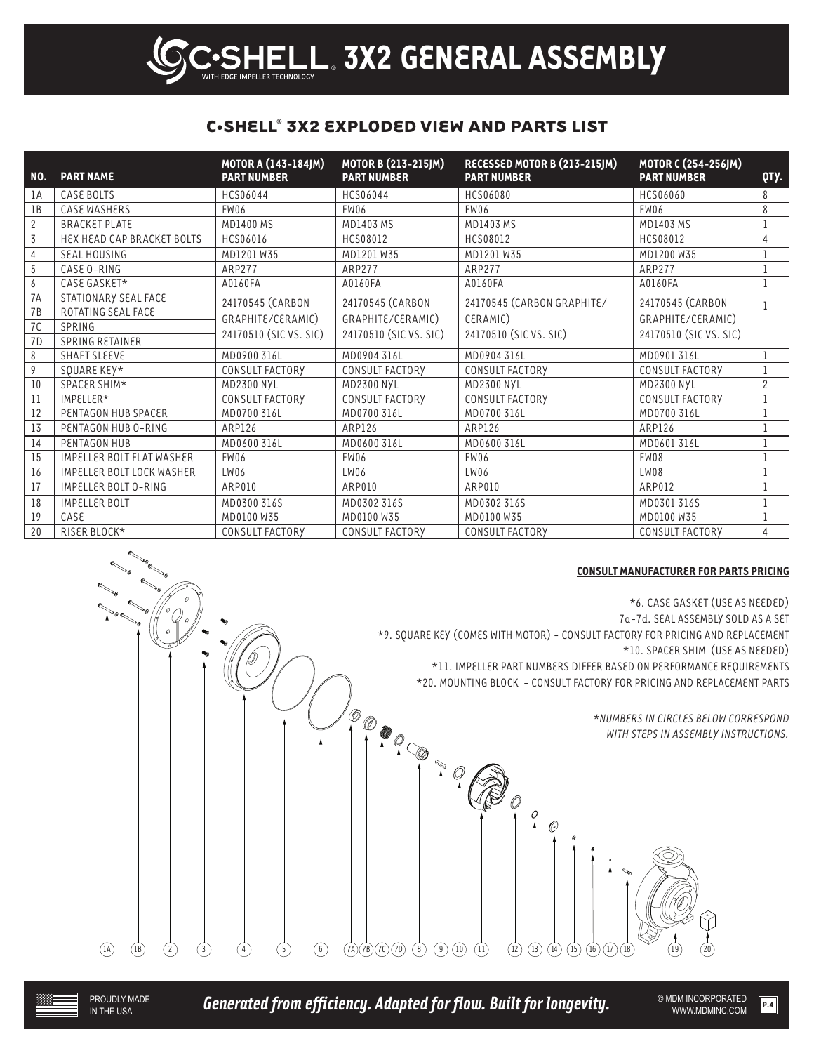# C•SHELL® 3X2 GENERAL ASSEMBLY

WITH EDGE IMPELLER TECHNOLOGY

## C•SHELL® 3X2 EXPLODED VIEW AND PARTS LIST

| NO. | PART NAME | MOTOR A (143-184JM) PART NUMBER | MOTOR B (213-215JM) PART NUMBER | RECESSED MOTOR B (213-215JM) PART NUMBER | MOTOR C (254-256JM) PART NUMBER | QTY. |
|---|---|---|---|---|---|---|
| 1A | CASE BOLTS | HCS06044 | HCS06044 | HCS06080 | HCS06060 | 8 |
| 1B | CASE WASHERS | FW06 | FW06 | FW06 | FW06 | 8 |
| 2 | BRACKET PLATE | MD1400 MS | MD1403 MS | MD1403 MS | MD1403 MS | 1 |
| 3 | HEX HEAD CAP BRACKET BOLTS | HCS06016 | HCS08012 | HCS08012 | HCS08012 | 4 |
| 4 | SEAL HOUSING | MD1201 W35 | MD1201 W35 | MD1201 W35 | MD1200 W35 | 1 |
| 5 | CASE O-RING | ARP277 | ARP277 | ARP277 | ARP277 | 1 |
| 6 | CASE GASKET* | A0160FA | A0160FA | A0160FA | A0160FA | 1 |
| 7A | STATIONARY SEAL FACE | 24170545 (CARBON GRAPHITE/CERAMIC) 24170510 (SIC VS. SIC) | 24170545 (CARBON GRAPHITE/CERAMIC) 24170510 (SIC VS. SIC) | 24170545 (CARBON GRAPHITE/ CERAMIC) 24170510 (SIC VS. SIC) | 24170545 (CARBON GRAPHITE/CERAMIC) 24170510 (SIC VS. SIC) | 1 |
| 7B | ROTATING SEAL FACE | | | | | |
| 7C | SPRING | | | | | |
| 7D | SPRING RETAINER | | | | | |
| 8 | SHAFT SLEEVE | MD0900 316L | MD0904 316L | MD0904 316L | MD0901 316L | 1 |
| 9 | SQUARE KEY* | CONSULT FACTORY | CONSULT FACTORY | CONSULT FACTORY | CONSULT FACTORY | 1 |
| 10 | SPACER SHIM* | MD2300 NYL | MD2300 NYL | MD2300 NYL | MD2300 NYL | 2 |
| 11 | IMPELLER* | CONSULT FACTORY | CONSULT FACTORY | CONSULT FACTORY | CONSULT FACTORY | 1 |
| 12 | PENTAGON HUB SPACER | MD0700 316L | MD0700 316L | MD0700 316L | MD0700 316L | 1 |
| 13 | PENTAGON HUB O-RING | ARP126 | ARP126 | ARP126 | ARP126 | 1 |
| 14 | PENTAGON HUB | MD0600 316L | MD0600 316L | MD0600 316L | MD0601 316L | 1 |
| 15 | IMPELLER BOLT FLAT WASHER | FW06 | FW06 | FW06 | FW08 | 1 |
| 16 | IMPELLER BOLT LOCK WASHER | LW06 | LW06 | LW06 | LW08 | 1 |
| 17 | IMPELLER BOLT O-RING | ARP010 | ARP010 | ARP010 | ARP012 | 1 |
| 18 | IMPELLER BOLT | MD0300 316S | MD0302 316S | MD0302 316S | MD0301 316S | 1 |
| 19 | CASE | MD0100 W35 | MD0100 W35 | MD0100 W35 | MD0100 W35 | 1 |
| 20 | RISER BLOCK* | CONSULT FACTORY | CONSULT FACTORY | CONSULT FACTORY | CONSULT FACTORY | 4 |

**CONSULT MANUFACTURER FOR PARTS PRICING**

*6. CASE GASKET (USE AS NEEDED)
7a-7d. SEAL ASSEMBLY SOLD AS A SET
*9. SQUARE KEY (COMES WITH MOTOR) - CONSULT FACTORY FOR PRICING AND REPLACEMENT
*10. SPACER SHIM (USE AS NEEDED)
*11. IMPELLER PART NUMBERS DIFFER BASED ON PERFORMANCE REQUIREMENTS
*20. MOUNTING BLOCK - CONSULT FACTORY FOR PRICING AND REPLACEMENT PARTS

*NUMBERS IN CIRCLES BELOW CORRESPOND WITH STEPS IN ASSEMBLY INSTRUCTIONS.*

(1A) (1B) (2) (3) (4) (5) (6) (7A) (7B) (7C) (7D) (8) (9) (10) (11) (12) (13) (14) (15) (16) (17) (18) (19) (20)

PROUDLY MADE IN THE USA

*Generated from efficiency. Adapted for flow. Built for longevity.*

© MDM INCORPORATED
WWW.MDMINC.COM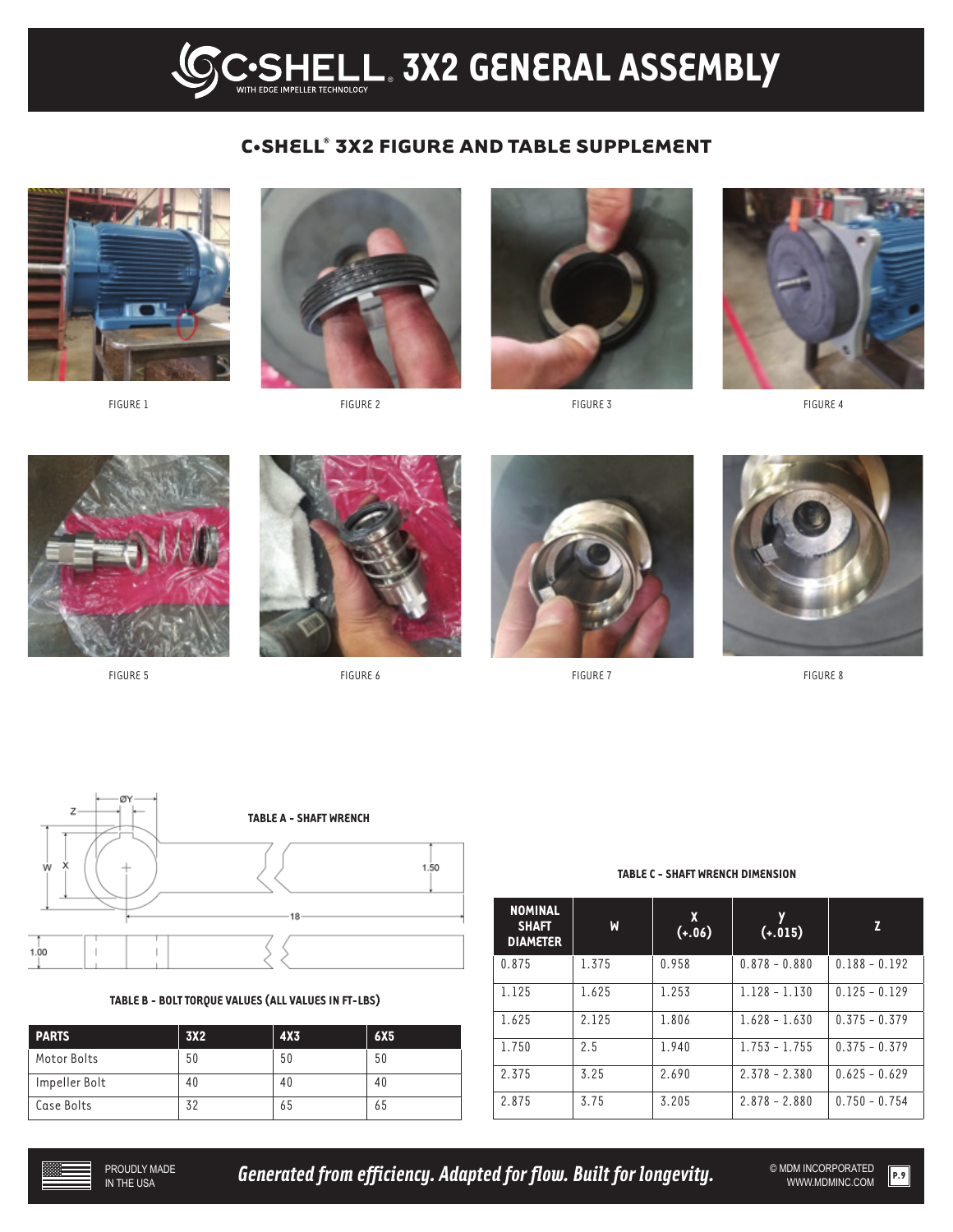# C•SHELL 3X2 GENERAL ASSEMBLY

## C•SHELL® 3X2 FIGURE AND TABLE SUPPLEMENT

FIGURE 1

FIGURE 2

FIGURE 3

FIGURE 4

FIGURE 5

FIGURE 6

FIGURE 7

FIGURE 8

**TABLE A - SHAFT WRENCH**

**TABLE B - BOLT TORQUE VALUES (ALL VALUES IN FT-LBS)**

| PARTS | 3X2 | 4X3 | 6X5 |
| --- | --- | --- | --- |
| Motor Bolts | 50 | 50 | 50 |
| Impeller Bolt | 40 | 40 | 40 |
| Case Bolts | 32 | 65 | 65 |

**TABLE C - SHAFT WRENCH DIMENSION**

| NOMINAL SHAFT DIAMETER | W | X (+.06) | y (+.015) | Z |
| --- | --- | --- | --- | --- |
| 0.875 | 1.375 | 0.958 | 0.878 - 0.880 | 0.188 - 0.192 |
| 1.125 | 1.625 | 1.253 | 1.128 - 1.130 | 0.125 - 0.129 |
| 1.625 | 2.125 | 1.806 | 1.628 - 1.630 | 0.375 - 0.379 |
| 1.750 | 2.5 | 1.940 | 1.753 - 1.755 | 0.375 - 0.379 |
| 2.375 | 3.25 | 2.690 | 2.378 - 2.380 | 0.625 - 0.629 |
| 2.875 | 3.75 | 3.205 | 2.878 - 2.880 | 0.750 - 0.754 |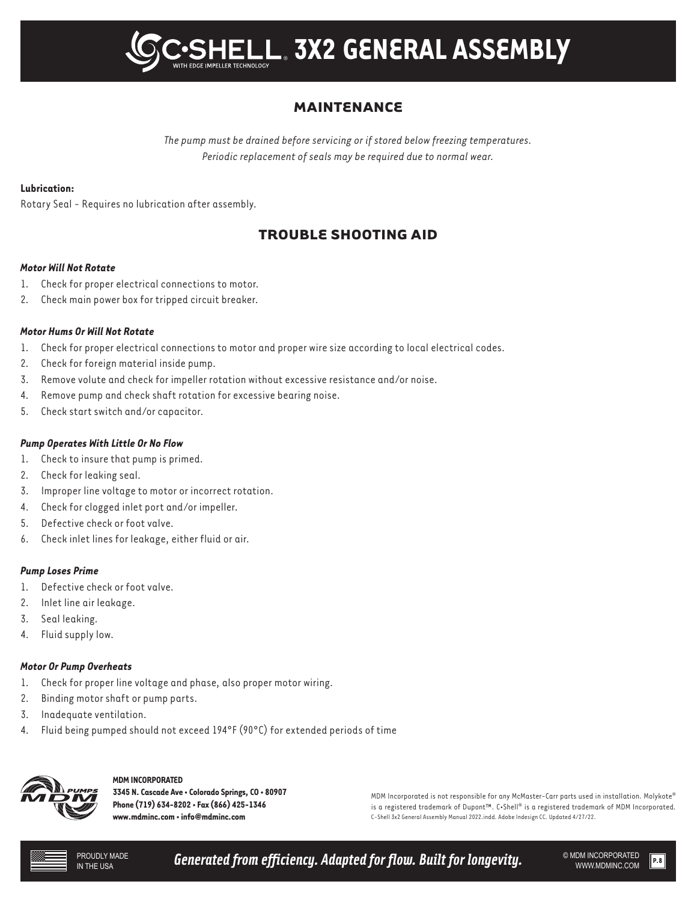## MAINTENANCE

*The pump must be drained before servicing or if stored below freezing temperatures.*
*Periodic replacement of seals may be required due to normal wear.*

**Lubrication:**
Rotary Seal - Requires no lubrication after assembly.

## TROUBLE SHOOTING AID

***Motor Will Not Rotate***

1. Check for proper electrical connections to motor.
2. Check main power box for tripped circuit breaker.

***Motor Hums Or Will Not Rotate***

1. Check for proper electrical connections to motor and proper wire size according to local electrical codes.
2. Check for foreign material inside pump.
3. Remove volute and check for impeller rotation without excessive resistance and/or noise.
4. Remove pump and check shaft rotation for excessive bearing noise.
5. Check start switch and/or capacitor.

***Pump Operates With Little Or No Flow***

1. Check to insure that pump is primed.
2. Check for leaking seal.
3. Improper line voltage to motor or incorrect rotation.
4. Check for clogged inlet port and/or impeller.
5. Defective check or foot valve.
6. Check inlet lines for leakage, either fluid or air.

***Pump Loses Prime***

1. Defective check or foot valve.
2. Inlet line air leakage.
3. Seal leaking.
4. Fluid supply low.

***Motor Or Pump Overheats***

1. Check for proper line voltage and phase, also proper motor wiring.
2. Binding motor shaft or pump parts.
3. Inadequate ventilation.
4. Fluid being pumped should not exceed 194°F (90°C) for extended periods of time

**MDM INCORPORATED**
**3345 N. Cascade Ave • Colorado Springs, CO • 80907**
**Phone (719) 634-8202 • Fax (866) 425-1346**
**www.mdminc.com • info@mdminc.com**

MDM Incorporated is not responsible for any McMaster-Carr parts used in installation. Molykote® is a registered trademark of Dupont™. C•Shell® is a registered trademark of MDM Incorporated.
C-Shell 3x2 General Assembly Manual 2022.indd. Adobe Indesign CC. Updated 4/27/22.